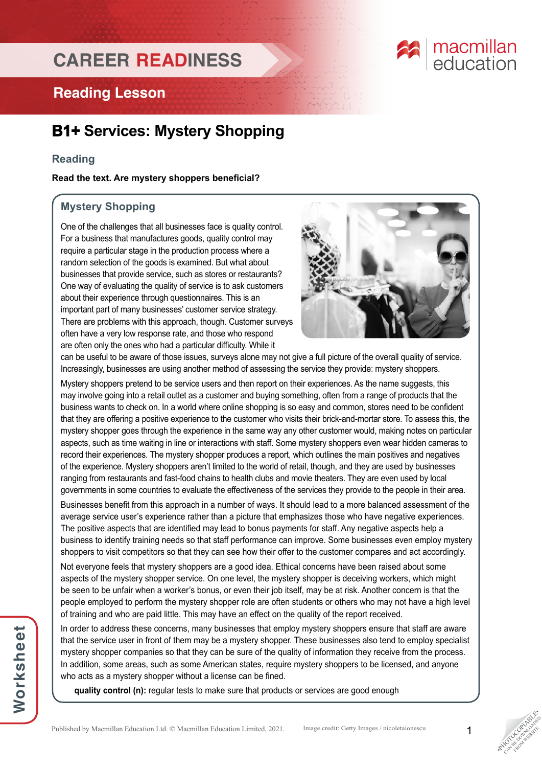# CAREER READINESS

## Reading Lesson

# B1+ Services: Mystery Shopping

## Reading

**Read the text. Are mystery shoppers beneficial?**

### Mystery Shopping

One of the challenges that all businesses face is quality control. For a business that manufactures goods, quality control may require a particular stage in the production process where a random selection of the goods is examined. But what about businesses that provide service, such as stores or restaurants? One way of evaluating the quality of service is to ask customers about their experience through questionnaires. This is an important part of many businesses' customer service strategy. There are problems with this approach, though. Customer surveys often have a very low response rate, and those who respond are often only the ones who had a particular difficulty. While it can be useful to be aware of those issues, surveys alone may not give a full picture of the overall quality of service. Increasingly, businesses are using another method of assessing the service they provide: mystery shoppers.

Mystery shoppers pretend to be service users and then report on their experiences. As the name suggests, this may involve going into a retail outlet as a customer and buying something, often from a range of products that the business wants to check on. In a world where online shopping is so easy and common, stores need to be confident that they are offering a positive experience to the customer who visits their brick-and-mortar store. To assess this, the mystery shopper goes through the experience in the same way any other customer would, making notes on particular aspects, such as time waiting in line or interactions with staff. Some mystery shoppers even wear hidden cameras to record their experiences. The mystery shopper produces a report, which outlines the main positives and negatives of the experience. Mystery shoppers aren't limited to the world of retail, though, and they are used by businesses ranging from restaurants and fast-food chains to health clubs and movie theaters. They are even used by local governments in some countries to evaluate the effectiveness of the services they provide to the people in their area.

Businesses benefit from this approach in a number of ways. It should lead to a more balanced assessment of the average service user's experience rather than a picture that emphasizes those who have negative experiences. The positive aspects that are identified may lead to bonus payments for staff. Any negative aspects help a business to identify training needs so that staff performance can improve. Some businesses even employ mystery shoppers to visit competitors so that they can see how their offer to the customer compares and act accordingly.

Not everyone feels that mystery shoppers are a good idea. Ethical concerns have been raised about some aspects of the mystery shopper service. On one level, the mystery shopper is deceiving workers, which might be seen to be unfair when a worker's bonus, or even their job itself, may be at risk. Another concern is that the people employed to perform the mystery shopper role are often students or others who may not have a high level of training and who are paid little. This may have an effect on the quality of the report received.

In order to address these concerns, many businesses that employ mystery shoppers ensure that staff are aware that the service user in front of them may be a mystery shopper. These businesses also tend to employ specialist mystery shopper companies so that they can be sure of the quality of information they receive from the process. In addition, some areas, such as some American states, require mystery shoppers to be licensed, and anyone who acts as a mystery shopper without a license can be fined.

**quality control (n):** regular tests to make sure that products or services are good enough

Published by Macmillan Education Ltd. © Macmillan Education Limited, 2021. Image credit: Getty Images / nicoletaionescu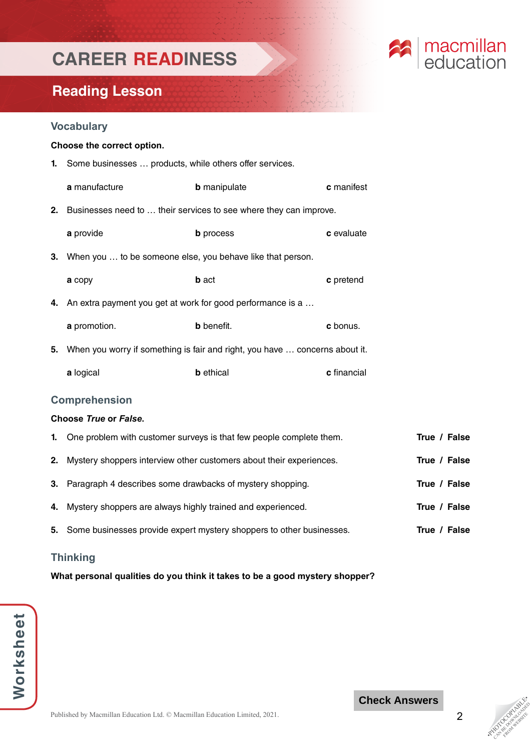# CAREER READINESS

## Reading Lesson

### Vocabulary

**Choose the correct option.**

**1.** Some businesses … products, while others offer services.

**a** manufacture **b** manipulate **c** manifest

**2.** Businesses need to … their services to see where they can improve.

**a** provide **b** process **c** evaluate

**3.** When you … to be someone else, you behave like that person.

**a** copy **b** act **c** pretend

**4.** An extra payment you get at work for good performance is a …

**a** promotion. **b** benefit. **c** bonus.

**5.** When you worry if something is fair and right, you have … concerns about it.

**a** logical **b** ethical **c** financial

### Comprehension

**Choose *True* or *False*.**

**1.** One problem with customer surveys is that few people complete them. **True / False**

**2.** Mystery shoppers interview other customers about their experiences. **True / False**

**3.** Paragraph 4 describes some drawbacks of mystery shopping. **True / False**

**4.** Mystery shoppers are always highly trained and experienced. **True / False**

**5.** Some businesses provide expert mystery shoppers to other businesses. **True / False**

### Thinking

**What personal qualities do you think it takes to be a good mystery shopper?**

Check Answers

Published by Macmillan Education Ltd. © Macmillan Education Limited, 2021.